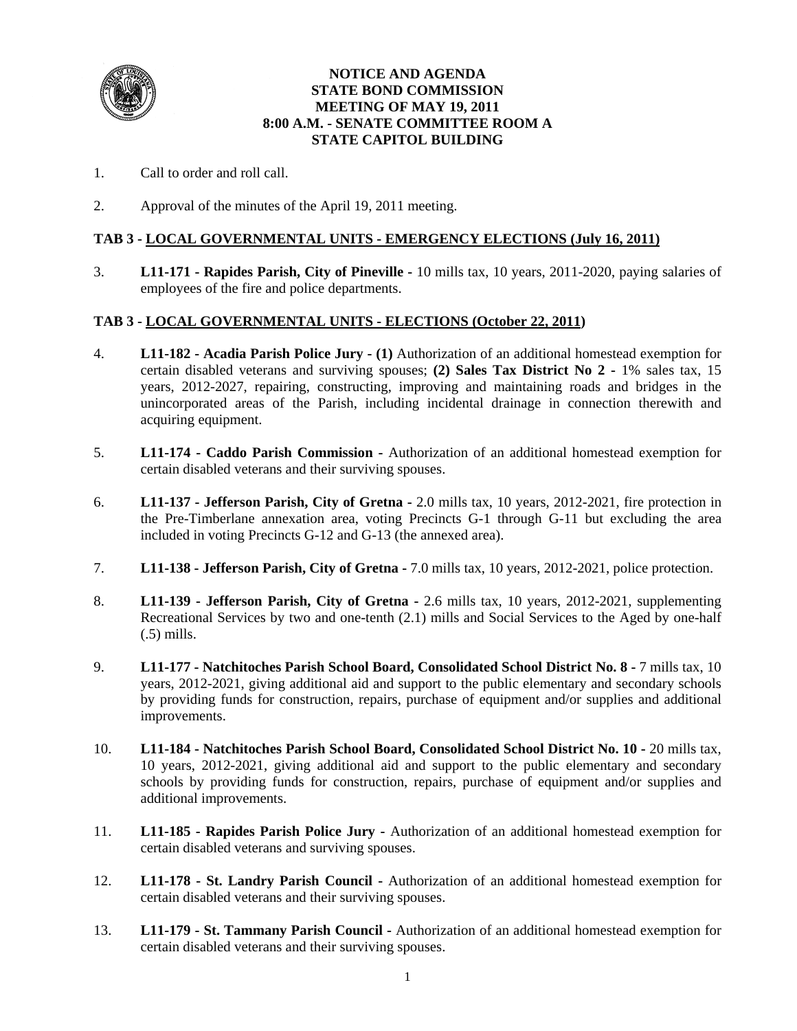# NOTICE AND AGENDA
# STATE BOND COMMISSION
# MEETING OF MAY 19, 2011
# 8:00 A.M. - SENATE COMMITTEE ROOM A
# STATE CAPITOL BUILDING

1. Call to order and roll call.

2. Approval of the minutes of the April 19, 2011 meeting.

## TAB 3 - LOCAL GOVERNMENTAL UNITS - EMERGENCY ELECTIONS (July 16, 2011)

3. **L11-171 - Rapides Parish, City of Pineville -** 10 mills tax, 10 years, 2011-2020, paying salaries of employees of the fire and police departments.

## TAB 3 - LOCAL GOVERNMENTAL UNITS - ELECTIONS (October 22, 2011)

4. **L11-182 - Acadia Parish Police Jury - (1)** Authorization of an additional homestead exemption for certain disabled veterans and surviving spouses; **(2) Sales Tax District No 2 -** 1% sales tax, 15 years, 2012-2027, repairing, constructing, improving and maintaining roads and bridges in the unincorporated areas of the Parish, including incidental drainage in connection therewith and acquiring equipment.

5. **L11-174 - Caddo Parish Commission -** Authorization of an additional homestead exemption for certain disabled veterans and their surviving spouses.

6. **L11-137 - Jefferson Parish, City of Gretna -** 2.0 mills tax, 10 years, 2012-2021, fire protection in the Pre-Timberlane annexation area, voting Precincts G-1 through G-11 but excluding the area included in voting Precincts G-12 and G-13 (the annexed area).

7. **L11-138 - Jefferson Parish, City of Gretna -** 7.0 mills tax, 10 years, 2012-2021, police protection.

8. **L11-139 - Jefferson Parish, City of Gretna -** 2.6 mills tax, 10 years, 2012-2021, supplementing Recreational Services by two and one-tenth (2.1) mills and Social Services to the Aged by one-half (.5) mills.

9. **L11-177 - Natchitoches Parish School Board, Consolidated School District No. 8 -** 7 mills tax, 10 years, 2012-2021, giving additional aid and support to the public elementary and secondary schools by providing funds for construction, repairs, purchase of equipment and/or supplies and additional improvements.

10. **L11-184 - Natchitoches Parish School Board, Consolidated School District No. 10 -** 20 mills tax, 10 years, 2012-2021, giving additional aid and support to the public elementary and secondary schools by providing funds for construction, repairs, purchase of equipment and/or supplies and additional improvements.

11. **L11-185 - Rapides Parish Police Jury -** Authorization of an additional homestead exemption for certain disabled veterans and surviving spouses.

12. **L11-178 - St. Landry Parish Council -** Authorization of an additional homestead exemption for certain disabled veterans and their surviving spouses.

13. **L11-179 - St. Tammany Parish Council -** Authorization of an additional homestead exemption for certain disabled veterans and their surviving spouses.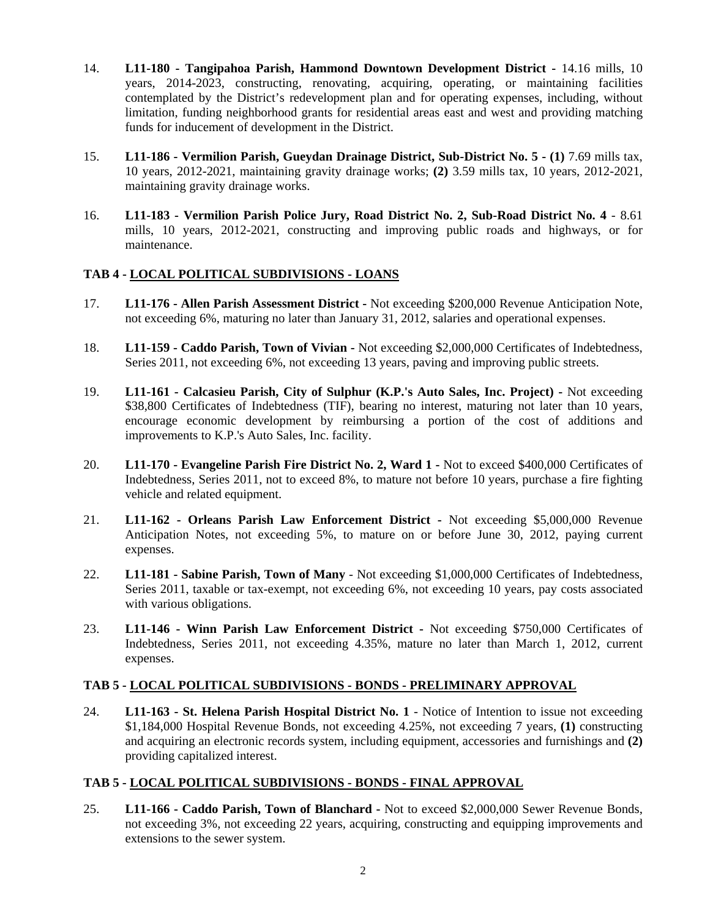14. **L11-180 - Tangipahoa Parish, Hammond Downtown Development District -** 14.16 mills, 10 years, 2014-2023, constructing, renovating, acquiring, operating, or maintaining facilities contemplated by the District's redevelopment plan and for operating expenses, including, without limitation, funding neighborhood grants for residential areas east and west and providing matching funds for inducement of development in the District.

15. **L11-186 - Vermilion Parish, Gueydan Drainage District, Sub-District No. 5 - (1)** 7.69 mills tax, 10 years, 2012-2021, maintaining gravity drainage works; **(2)** 3.59 mills tax, 10 years, 2012-2021, maintaining gravity drainage works.

16. **L11-183 - Vermilion Parish Police Jury, Road District No. 2, Sub-Road District No. 4** - 8.61 mills, 10 years, 2012-2021, constructing and improving public roads and highways, or for maintenance.

**TAB 4 - <u>LOCAL POLITICAL SUBDIVISIONS - LOANS</u>**

17. **L11-176 - Allen Parish Assessment District -** Not exceeding $200,000 Revenue Anticipation Note, not exceeding 6%, maturing no later than January 31, 2012, salaries and operational expenses.

18. **L11-159 - Caddo Parish, Town of Vivian** - Not exceeding $2,000,000 Certificates of Indebtedness, Series 2011, not exceeding 6%, not exceeding 13 years, paving and improving public streets.

19. **L11-161 - Calcasieu Parish, City of Sulphur (K.P.'s Auto Sales, Inc. Project) -** Not exceeding $38,800 Certificates of Indebtedness (TIF), bearing no interest, maturing not later than 10 years, encourage economic development by reimbursing a portion of the cost of additions and improvements to K.P.'s Auto Sales, Inc. facility.

20. **L11-170 - Evangeline Parish Fire District No. 2, Ward 1 -** Not to exceed $400,000 Certificates of Indebtedness, Series 2011, not to exceed 8%, to mature not before 10 years, purchase a fire fighting vehicle and related equipment.

21. **L11-162 - Orleans Parish Law Enforcement District -** Not exceeding $5,000,000 Revenue Anticipation Notes, not exceeding 5%, to mature on or before June 30, 2012, paying current expenses.

22. **L11-181 - Sabine Parish, Town of Many** - Not exceeding $1,000,000 Certificates of Indebtedness, Series 2011, taxable or tax-exempt, not exceeding 6%, not exceeding 10 years, pay costs associated with various obligations.

23. **L11-146 - Winn Parish Law Enforcement District -** Not exceeding $750,000 Certificates of Indebtedness, Series 2011, not exceeding 4.35%, mature no later than March 1, 2012, current expenses.

**TAB 5 - <u>LOCAL POLITICAL SUBDIVISIONS - BONDS - PRELIMINARY APPROVAL</u>**

24. **L11-163 - St. Helena Parish Hospital District No. 1** - Notice of Intention to issue not exceeding $1,184,000 Hospital Revenue Bonds, not exceeding 4.25%, not exceeding 7 years, **(1)** constructing and acquiring an electronic records system, including equipment, accessories and furnishings and **(2)** providing capitalized interest.

**TAB 5 - <u>LOCAL POLITICAL SUBDIVISIONS - BONDS - FINAL APPROVAL</u>**

25. **L11-166 - Caddo Parish, Town of Blanchard -** Not to exceed $2,000,000 Sewer Revenue Bonds, not exceeding 3%, not exceeding 22 years, acquiring, constructing and equipping improvements and extensions to the sewer system.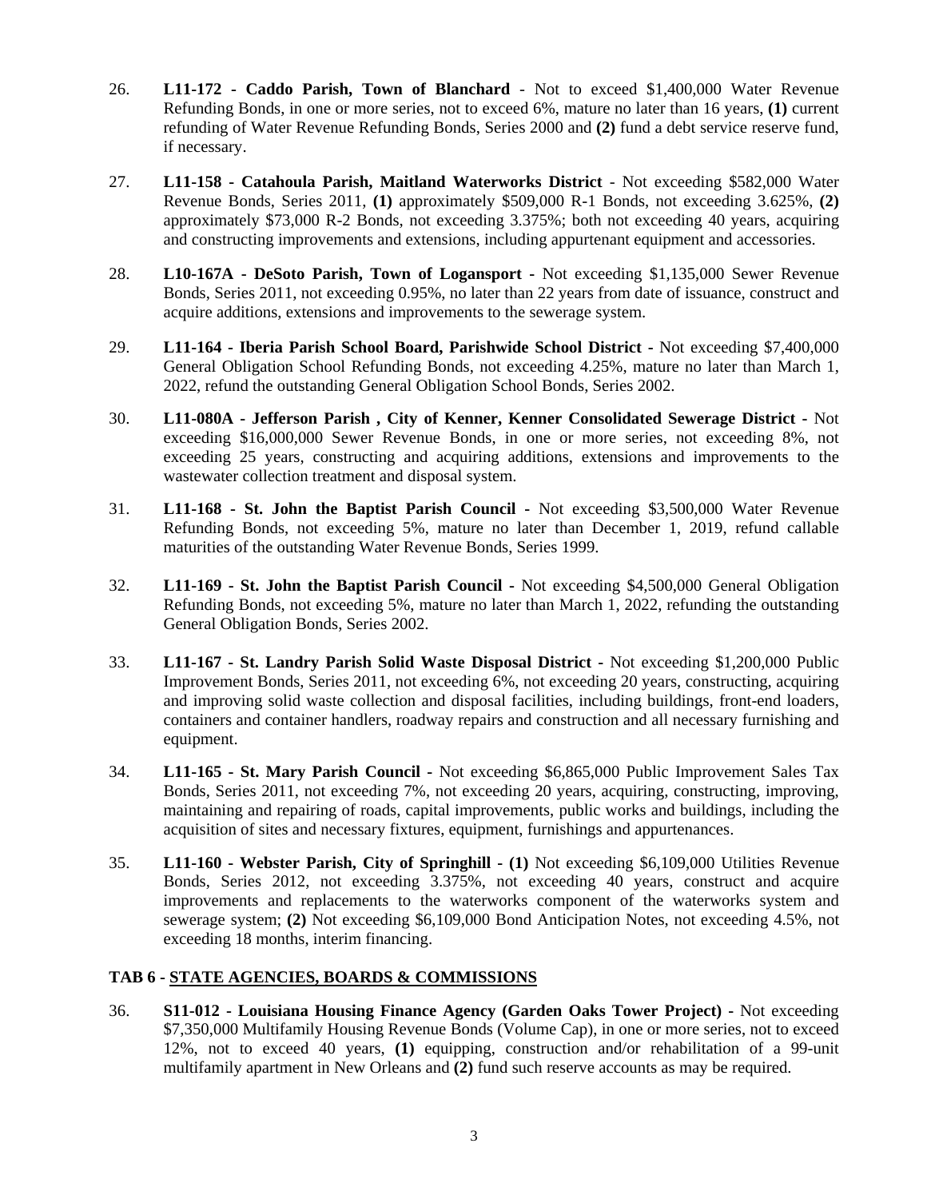26. **L11-172 - Caddo Parish, Town of Blanchard** - Not to exceed $1,400,000 Water Revenue Refunding Bonds, in one or more series, not to exceed 6%, mature no later than 16 years, **(1)** current refunding of Water Revenue Refunding Bonds, Series 2000 and **(2)** fund a debt service reserve fund, if necessary.

27. **L11-158 - Catahoula Parish, Maitland Waterworks District** - Not exceeding $582,000 Water Revenue Bonds, Series 2011, **(1)** approximately $509,000 R-1 Bonds, not exceeding 3.625%, **(2)** approximately $73,000 R-2 Bonds, not exceeding 3.375%; both not exceeding 40 years, acquiring and constructing improvements and extensions, including appurtenant equipment and accessories.

28. **L10-167A - DeSoto Parish, Town of Logansport -** Not exceeding $1,135,000 Sewer Revenue Bonds, Series 2011, not exceeding 0.95%, no later than 22 years from date of issuance, construct and acquire additions, extensions and improvements to the sewerage system.

29. **L11-164 - Iberia Parish School Board, Parishwide School District -** Not exceeding $7,400,000 General Obligation School Refunding Bonds, not exceeding 4.25%, mature no later than March 1, 2022, refund the outstanding General Obligation School Bonds, Series 2002.

30. **L11-080A - Jefferson Parish , City of Kenner, Kenner Consolidated Sewerage District** - Not exceeding $16,000,000 Sewer Revenue Bonds, in one or more series, not exceeding 8%, not exceeding 25 years, constructing and acquiring additions, extensions and improvements to the wastewater collection treatment and disposal system.

31. **L11-168 - St. John the Baptist Parish Council -** Not exceeding $3,500,000 Water Revenue Refunding Bonds, not exceeding 5%, mature no later than December 1, 2019, refund callable maturities of the outstanding Water Revenue Bonds, Series 1999.

32. **L11-169 - St. John the Baptist Parish Council** - Not exceeding $4,500,000 General Obligation Refunding Bonds, not exceeding 5%, mature no later than March 1, 2022, refunding the outstanding General Obligation Bonds, Series 2002.

33. **L11-167 - St. Landry Parish Solid Waste Disposal District -** Not exceeding $1,200,000 Public Improvement Bonds, Series 2011, not exceeding 6%, not exceeding 20 years, constructing, acquiring and improving solid waste collection and disposal facilities, including buildings, front-end loaders, containers and container handlers, roadway repairs and construction and all necessary furnishing and equipment.

34. **L11-165 - St. Mary Parish Council -** Not exceeding $6,865,000 Public Improvement Sales Tax Bonds, Series 2011, not exceeding 7%, not exceeding 20 years, acquiring, constructing, improving, maintaining and repairing of roads, capital improvements, public works and buildings, including the acquisition of sites and necessary fixtures, equipment, furnishings and appurtenances.

35. **L11-160 - Webster Parish, City of Springhill - (1)** Not exceeding $6,109,000 Utilities Revenue Bonds, Series 2012, not exceeding 3.375%, not exceeding 40 years, construct and acquire improvements and replacements to the waterworks component of the waterworks system and sewerage system; **(2)** Not exceeding $6,109,000 Bond Anticipation Notes, not exceeding 4.5%, not exceeding 18 months, interim financing.

**TAB 6 - STATE AGENCIES, BOARDS & COMMISSIONS**

36. **S11-012 - Louisiana Housing Finance Agency (Garden Oaks Tower Project) -** Not exceeding $7,350,000 Multifamily Housing Revenue Bonds (Volume Cap), in one or more series, not to exceed 12%, not to exceed 40 years, **(1)** equipping, construction and/or rehabilitation of a 99-unit multifamily apartment in New Orleans and **(2)** fund such reserve accounts as may be required.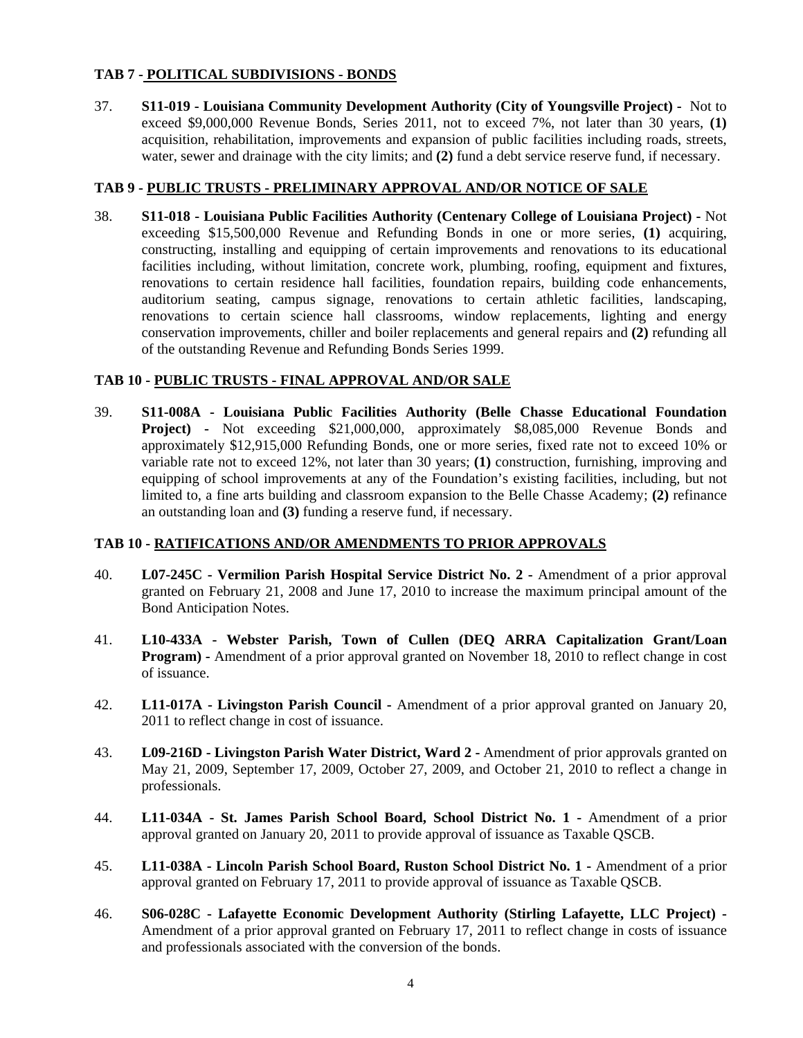**TAB 7 - POLITICAL SUBDIVISIONS - BONDS**

37. **S11-019 - Louisiana Community Development Authority (City of Youngsville Project) -** Not to exceed $9,000,000 Revenue Bonds, Series 2011, not to exceed 7%, not later than 30 years, **(1)** acquisition, rehabilitation, improvements and expansion of public facilities including roads, streets, water, sewer and drainage with the city limits; and **(2)** fund a debt service reserve fund, if necessary.

**TAB 9 - PUBLIC TRUSTS - PRELIMINARY APPROVAL AND/OR NOTICE OF SALE**

38. **S11-018 - Louisiana Public Facilities Authority (Centenary College of Louisiana Project)** - Not exceeding $15,500,000 Revenue and Refunding Bonds in one or more series, **(1)** acquiring, constructing, installing and equipping of certain improvements and renovations to its educational facilities including, without limitation, concrete work, plumbing, roofing, equipment and fixtures, renovations to certain residence hall facilities, foundation repairs, building code enhancements, auditorium seating, campus signage, renovations to certain athletic facilities, landscaping, renovations to certain science hall classrooms, window replacements, lighting and energy conservation improvements, chiller and boiler replacements and general repairs and **(2)** refunding all of the outstanding Revenue and Refunding Bonds Series 1999.

**TAB 10 - PUBLIC TRUSTS - FINAL APPROVAL AND/OR SALE**

39. **S11-008A - Louisiana Public Facilities Authority (Belle Chasse Educational Foundation Project) -** Not exceeding $21,000,000, approximately $8,085,000 Revenue Bonds and approximately $12,915,000 Refunding Bonds, one or more series, fixed rate not to exceed 10% or variable rate not to exceed 12%, not later than 30 years; **(1)** construction, furnishing, improving and equipping of school improvements at any of the Foundation's existing facilities, including, but not limited to, a fine arts building and classroom expansion to the Belle Chasse Academy; **(2)** refinance an outstanding loan and **(3)** funding a reserve fund, if necessary.

**TAB 10 - RATIFICATIONS AND/OR AMENDMENTS TO PRIOR APPROVALS**

40. **L07-245C - Vermilion Parish Hospital Service District No. 2 -** Amendment of a prior approval granted on February 21, 2008 and June 17, 2010 to increase the maximum principal amount of the Bond Anticipation Notes.

41. **L10-433A - Webster Parish, Town of Cullen (DEQ ARRA Capitalization Grant/Loan Program) -** Amendment of a prior approval granted on November 18, 2010 to reflect change in cost of issuance.

42. **L11-017A - Livingston Parish Council -** Amendment of a prior approval granted on January 20, 2011 to reflect change in cost of issuance.

43. **L09-216D - Livingston Parish Water District, Ward 2 -** Amendment of prior approvals granted on May 21, 2009, September 17, 2009, October 27, 2009, and October 21, 2010 to reflect a change in professionals.

44. **L11-034A - St. James Parish School Board, School District No. 1 -** Amendment of a prior approval granted on January 20, 2011 to provide approval of issuance as Taxable QSCB.

45. **L11-038A - Lincoln Parish School Board, Ruston School District No. 1 -** Amendment of a prior approval granted on February 17, 2011 to provide approval of issuance as Taxable QSCB.

46. **S06-028C - Lafayette Economic Development Authority (Stirling Lafayette, LLC Project) -** Amendment of a prior approval granted on February 17, 2011 to reflect change in costs of issuance and professionals associated with the conversion of the bonds.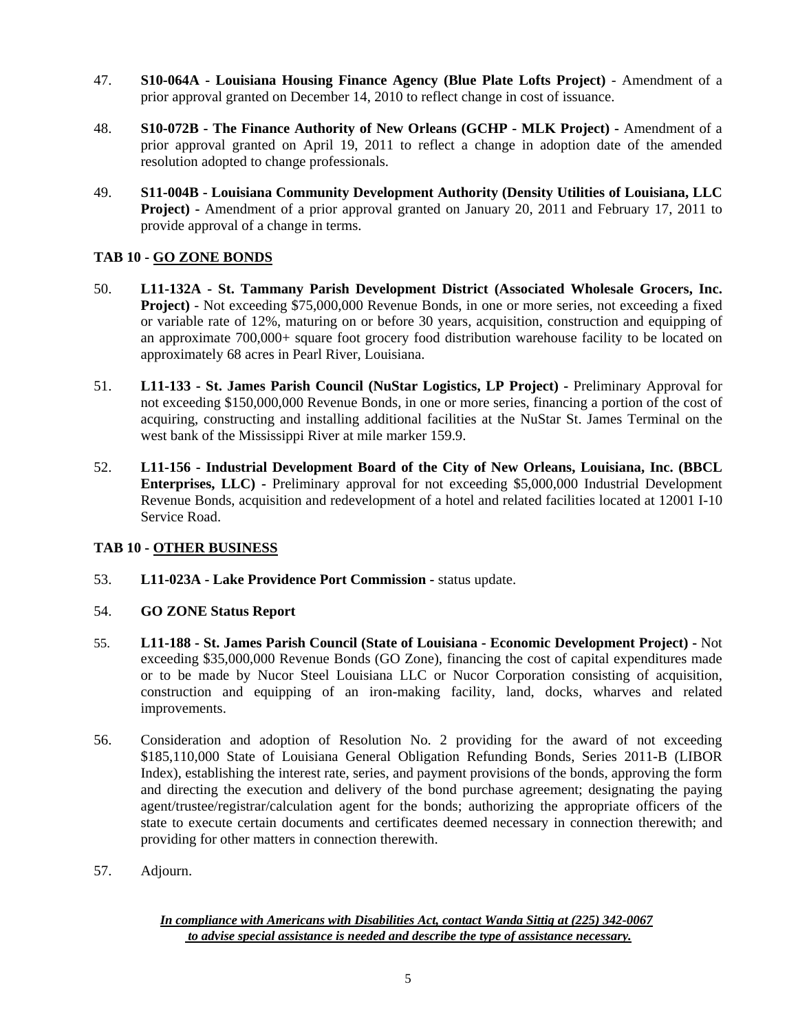47. **S10-064A - Louisiana Housing Finance Agency (Blue Plate Lofts Project)** - Amendment of a prior approval granted on December 14, 2010 to reflect change in cost of issuance.

48. **S10-072B - The Finance Authority of New Orleans (GCHP - MLK Project) -** Amendment of a prior approval granted on April 19, 2011 to reflect a change in adoption date of the amended resolution adopted to change professionals.

49. **S11-004B - Louisiana Community Development Authority (Density Utilities of Louisiana, LLC Project) -** Amendment of a prior approval granted on January 20, 2011 and February 17, 2011 to provide approval of a change in terms.

**TAB 10 - <u>GO ZONE BONDS</u>**

50. **L11-132A - St. Tammany Parish Development District (Associated Wholesale Grocers, Inc. Project)** - Not exceeding $75,000,000 Revenue Bonds, in one or more series, not exceeding a fixed or variable rate of 12%, maturing on or before 30 years, acquisition, construction and equipping of an approximate 700,000+ square foot grocery food distribution warehouse facility to be located on approximately 68 acres in Pearl River, Louisiana.

51. **L11-133 - St. James Parish Council (NuStar Logistics, LP Project) -** Preliminary Approval for not exceeding $150,000,000 Revenue Bonds, in one or more series, financing a portion of the cost of acquiring, constructing and installing additional facilities at the NuStar St. James Terminal on the west bank of the Mississippi River at mile marker 159.9.

52. **L11-156 - Industrial Development Board of the City of New Orleans, Louisiana, Inc. (BBCL Enterprises, LLC) -** Preliminary approval for not exceeding $5,000,000 Industrial Development Revenue Bonds, acquisition and redevelopment of a hotel and related facilities located at 12001 I-10 Service Road.

**TAB 10 - <u>OTHER BUSINESS</u>**

53. **L11-023A - Lake Providence Port Commission -** status update.

54. **GO ZONE Status Report**

55. **L11-188 - St. James Parish Council (State of Louisiana - Economic Development Project) -** Not exceeding $35,000,000 Revenue Bonds (GO Zone), financing the cost of capital expenditures made or to be made by Nucor Steel Louisiana LLC or Nucor Corporation consisting of acquisition, construction and equipping of an iron-making facility, land, docks, wharves and related improvements.

56. Consideration and adoption of Resolution No. 2 providing for the award of not exceeding $185,110,000 State of Louisiana General Obligation Refunding Bonds, Series 2011-B (LIBOR Index), establishing the interest rate, series, and payment provisions of the bonds, approving the form and directing the execution and delivery of the bond purchase agreement; designating the paying agent/trustee/registrar/calculation agent for the bonds; authorizing the appropriate officers of the state to execute certain documents and certificates deemed necessary in connection therewith; and providing for other matters in connection therewith.

57. Adjourn.

***<u>In compliance with Americans with Disabilities Act, contact Wanda Sittig at (225) 342-0067 to advise special assistance is needed and describe the type of assistance necessary.</u>***